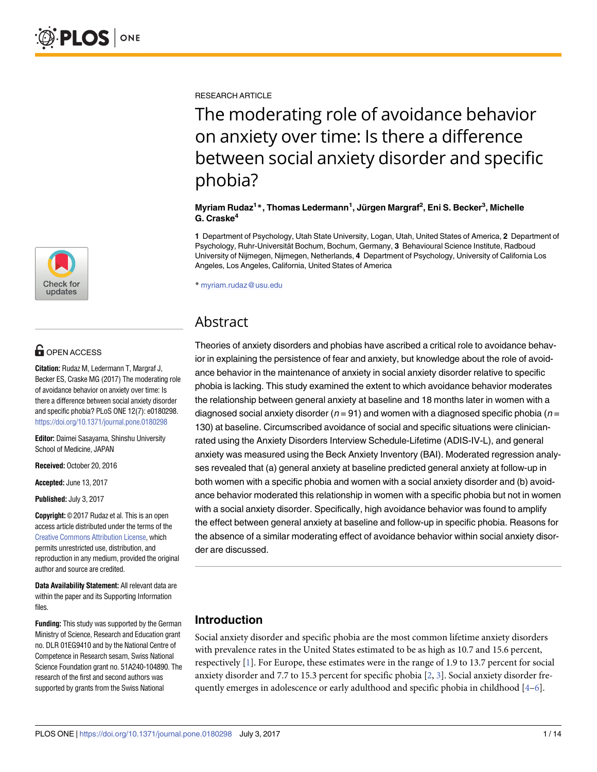RESEARCH ARTICLE

# The moderating role of avoidance behavior on anxiety over time: Is there a difference between social anxiety disorder and specific phobia?

**Myriam Rudaz[1]\*, Thomas Ledermann[1], Jürgen Margraf[2], Eni S. Becker[3], Michelle G. Craske[4]**

**1** Department of Psychology, Utah State University, Logan, Utah, United States of America, **2** Department of Psychology, Ruhr-Universität Bochum, Bochum, Germany, **3** Behavioural Science Institute, Radboud University of Nijmegen, Nijmegen, Netherlands, **4** Department of Psychology, University of California Los Angeles, Los Angeles, California, United States of America

\* myriam.rudaz@usu.edu

OPEN ACCESS

**Citation:** Rudaz M, Ledermann T, Margraf J, Becker ES, Craske MG (2017) The moderating role of avoidance behavior on anxiety over time: Is there a difference between social anxiety disorder and specific phobia? PLoS ONE 12(7): e0180298. https://doi.org/10.1371/journal.pone.0180298

**Editor:** Daimei Sasayama, Shinshu University School of Medicine, JAPAN

**Received:** October 20, 2016

**Accepted:** June 13, 2017

**Published:** July 3, 2017

**Copyright:** © 2017 Rudaz et al. This is an open access article distributed under the terms of the Creative Commons Attribution License, which permits unrestricted use, distribution, and reproduction in any medium, provided the original author and source are credited.

**Data Availability Statement:** All relevant data are within the paper and its Supporting Information files.

**Funding:** This study was supported by the German Ministry of Science, Research and Education grant no. DLR 01EG9410 and by the National Centre of Competence in Research sesam, Swiss National Science Foundation grant no. 51A240-104890. The research of the first and second authors was supported by grants from the Swiss National

## Abstract

Theories of anxiety disorders and phobias have ascribed a critical role to avoidance behavior in explaining the persistence of fear and anxiety, but knowledge about the role of avoidance behavior in the maintenance of anxiety in social anxiety disorder relative to specific phobia is lacking. This study examined the extent to which avoidance behavior moderates the relationship between general anxiety at baseline and 18 months later in women with a diagnosed social anxiety disorder ($n = 91$) and women with a diagnosed specific phobia ($n = 130$) at baseline. Circumscribed avoidance of social and specific situations were clinician-rated using the Anxiety Disorders Interview Schedule-Lifetime (ADIS-IV-L), and general anxiety was measured using the Beck Anxiety Inventory (BAI). Moderated regression analyses revealed that (a) general anxiety at baseline predicted general anxiety at follow-up in both women with a specific phobia and women with a social anxiety disorder and (b) avoidance behavior moderated this relationship in women with a specific phobia but not in women with a social anxiety disorder. Specifically, high avoidance behavior was found to amplify the effect between general anxiety at baseline and follow-up in specific phobia. Reasons for the absence of a similar moderating effect of avoidance behavior within social anxiety disorder are discussed.

## Introduction

Social anxiety disorder and specific phobia are the most common lifetime anxiety disorders with prevalence rates in the United States estimated to be as high as 10.7 and 15.6 percent, respectively [1]. For Europe, these estimates were in the range of 1.9 to 13.7 percent for social anxiety disorder and 7.7 to 15.3 percent for specific phobia [2, 3]. Social anxiety disorder frequently emerges in adolescence or early adulthood and specific phobia in childhood [4–6].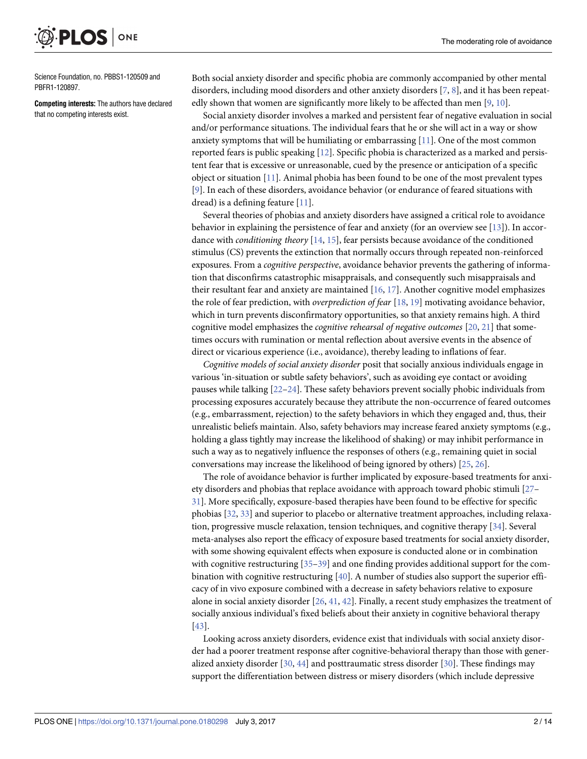Science Foundation, no. PBBS1-120509 and PBFR1-120897.

**Competing interests:** The authors have declared that no competing interests exist.

Both social anxiety disorder and specific phobia are commonly accompanied by other mental disorders, including mood disorders and other anxiety disorders [7, 8], and it has been repeatedly shown that women are significantly more likely to be affected than men [9, 10].

Social anxiety disorder involves a marked and persistent fear of negative evaluation in social and/or performance situations. The individual fears that he or she will act in a way or show anxiety symptoms that will be humiliating or embarrassing [11]. One of the most common reported fears is public speaking [12]. Specific phobia is characterized as a marked and persistent fear that is excessive or unreasonable, cued by the presence or anticipation of a specific object or situation [11]. Animal phobia has been found to be one of the most prevalent types [9]. In each of these disorders, avoidance behavior (or endurance of feared situations with dread) is a defining feature [11].

Several theories of phobias and anxiety disorders have assigned a critical role to avoidance behavior in explaining the persistence of fear and anxiety (for an overview see [13]). In accordance with *conditioning theory* [14, 15], fear persists because avoidance of the conditioned stimulus (CS) prevents the extinction that normally occurs through repeated non-reinforced exposures. From a *cognitive perspective*, avoidance behavior prevents the gathering of information that disconfirms catastrophic misappraisals, and consequently such misappraisals and their resultant fear and anxiety are maintained [16, 17]. Another cognitive model emphasizes the role of fear prediction, with *overprediction of fear* [18, 19] motivating avoidance behavior, which in turn prevents disconfirmatory opportunities, so that anxiety remains high. A third cognitive model emphasizes the *cognitive rehearsal of negative outcomes* [20, 21] that sometimes occurs with rumination or mental reflection about aversive events in the absence of direct or vicarious experience (i.e., avoidance), thereby leading to inflations of fear.

*Cognitive models of social anxiety disorder* posit that socially anxious individuals engage in various 'in-situation or subtle safety behaviors', such as avoiding eye contact or avoiding pauses while talking [22–24]. These safety behaviors prevent socially phobic individuals from processing exposures accurately because they attribute the non-occurrence of feared outcomes (e.g., embarrassment, rejection) to the safety behaviors in which they engaged and, thus, their unrealistic beliefs maintain. Also, safety behaviors may increase feared anxiety symptoms (e.g., holding a glass tightly may increase the likelihood of shaking) or may inhibit performance in such a way as to negatively influence the responses of others (e.g., remaining quiet in social conversations may increase the likelihood of being ignored by others) [25, 26].

The role of avoidance behavior is further implicated by exposure-based treatments for anxiety disorders and phobias that replace avoidance with approach toward phobic stimuli [27–31]. More specifically, exposure-based therapies have been found to be effective for specific phobias [32, 33] and superior to placebo or alternative treatment approaches, including relaxation, progressive muscle relaxation, tension techniques, and cognitive therapy [34]. Several meta-analyses also report the efficacy of exposure based treatments for social anxiety disorder, with some showing equivalent effects when exposure is conducted alone or in combination with cognitive restructuring [35–39] and one finding provides additional support for the combination with cognitive restructuring [40]. A number of studies also support the superior efficacy of in vivo exposure combined with a decrease in safety behaviors relative to exposure alone in social anxiety disorder [26, 41, 42]. Finally, a recent study emphasizes the treatment of socially anxious individual's fixed beliefs about their anxiety in cognitive behavioral therapy [43].

Looking across anxiety disorders, evidence exist that individuals with social anxiety disorder had a poorer treatment response after cognitive-behavioral therapy than those with generalized anxiety disorder [30, 44] and posttraumatic stress disorder [30]. These findings may support the differentiation between distress or misery disorders (which include depressive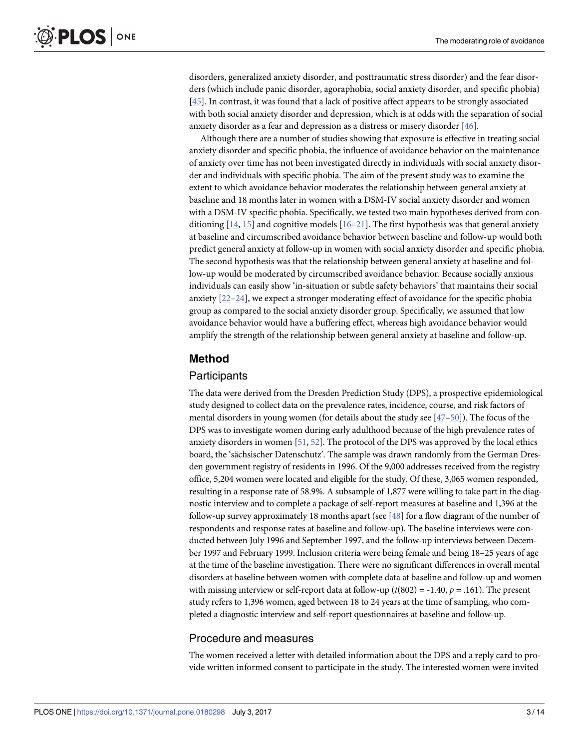disorders, generalized anxiety disorder, and posttraumatic stress disorder) and the fear disorders (which include panic disorder, agoraphobia, social anxiety disorder, and specific phobia) [45]. In contrast, it was found that a lack of positive affect appears to be strongly associated with both social anxiety disorder and depression, which is at odds with the separation of social anxiety disorder as a fear and depression as a distress or misery disorder [46].

Although there are a number of studies showing that exposure is effective in treating social anxiety disorder and specific phobia, the influence of avoidance behavior on the maintenance of anxiety over time has not been investigated directly in individuals with social anxiety disorder and individuals with specific phobia. The aim of the present study was to examine the extent to which avoidance behavior moderates the relationship between general anxiety at baseline and 18 months later in women with a DSM-IV social anxiety disorder and women with a DSM-IV specific phobia. Specifically, we tested two main hypotheses derived from conditioning [14, 15] and cognitive models [16–21]. The first hypothesis was that general anxiety at baseline and circumscribed avoidance behavior between baseline and follow-up would both predict general anxiety at follow-up in women with social anxiety disorder and specific phobia. The second hypothesis was that the relationship between general anxiety at baseline and follow-up would be moderated by circumscribed avoidance behavior. Because socially anxious individuals can easily show 'in-situation or subtle safety behaviors' that maintains their social anxiety [22–24], we expect a stronger moderating effect of avoidance for the specific phobia group as compared to the social anxiety disorder group. Specifically, we assumed that low avoidance behavior would have a buffering effect, whereas high avoidance behavior would amplify the strength of the relationship between general anxiety at baseline and follow-up.

## Method

### Participants

The data were derived from the Dresden Prediction Study (DPS), a prospective epidemiological study designed to collect data on the prevalence rates, incidence, course, and risk factors of mental disorders in young women (for details about the study see [47–50]). The focus of the DPS was to investigate women during early adulthood because of the high prevalence rates of anxiety disorders in women [51, 52]. The protocol of the DPS was approved by the local ethics board, the 'sächsischer Datenschutz'. The sample was drawn randomly from the German Dresden government registry of residents in 1996. Of the 9,000 addresses received from the registry office, 5,204 women were located and eligible for the study. Of these, 3,065 women responded, resulting in a response rate of 58.9%. A subsample of 1,877 were willing to take part in the diagnostic interview and to complete a package of self-report measures at baseline and 1,396 at the follow-up survey approximately 18 months apart (see [48] for a flow diagram of the number of respondents and response rates at baseline and follow-up). The baseline interviews were conducted between July 1996 and September 1997, and the follow-up interviews between December 1997 and February 1999. Inclusion criteria were being female and being 18–25 years of age at the time of the baseline investigation. There were no significant differences in overall mental disorders at baseline between women with complete data at baseline and follow-up and women with missing interview or self-report data at follow-up ($t(802) = -1.40$, $p = .161$). The present study refers to 1,396 women, aged between 18 to 24 years at the time of sampling, who completed a diagnostic interview and self-report questionnaires at baseline and follow-up.

### Procedure and measures

The women received a letter with detailed information about the DPS and a reply card to provide written informed consent to participate in the study. The interested women were invited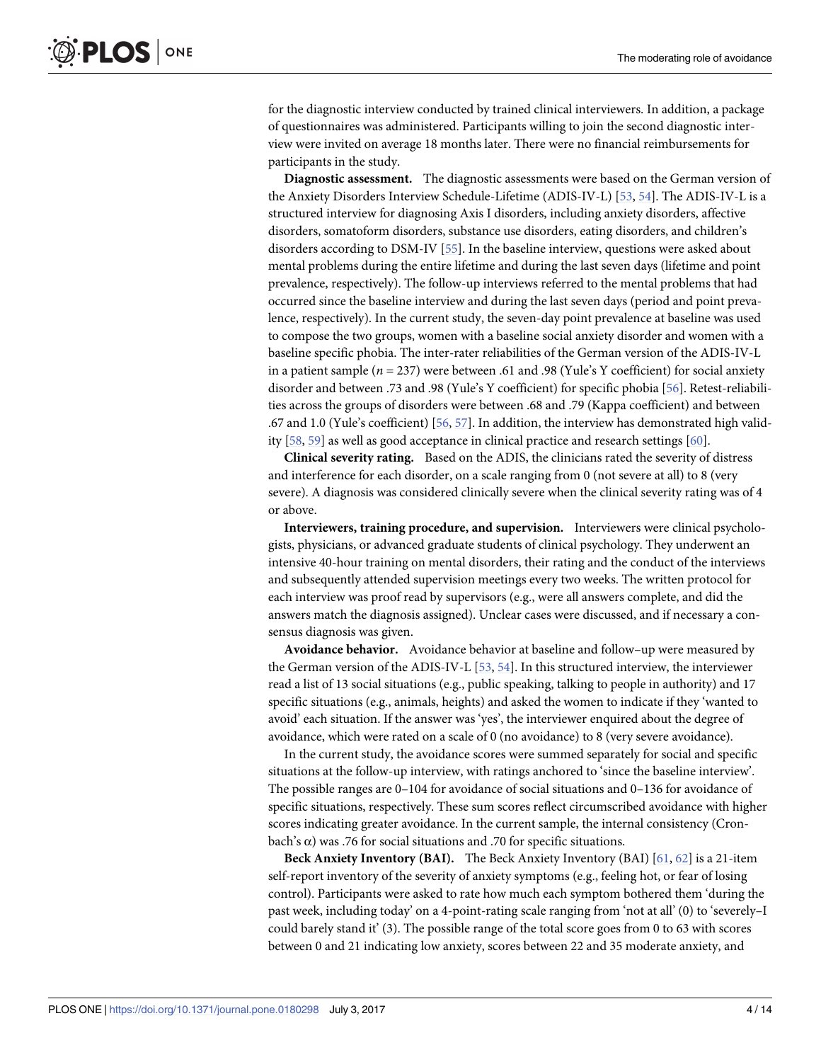for the diagnostic interview conducted by trained clinical interviewers. In addition, a package of questionnaires was administered. Participants willing to join the second diagnostic interview were invited on average 18 months later. There were no financial reimbursements for participants in the study.

**Diagnostic assessment.** The diagnostic assessments were based on the German version of the Anxiety Disorders Interview Schedule-Lifetime (ADIS-IV-L) [53, 54]. The ADIS-IV-L is a structured interview for diagnosing Axis I disorders, including anxiety disorders, affective disorders, somatoform disorders, substance use disorders, eating disorders, and children's disorders according to DSM-IV [55]. In the baseline interview, questions were asked about mental problems during the entire lifetime and during the last seven days (lifetime and point prevalence, respectively). The follow-up interviews referred to the mental problems that had occurred since the baseline interview and during the last seven days (period and point prevalence, respectively). In the current study, the seven-day point prevalence at baseline was used to compose the two groups, women with a baseline social anxiety disorder and women with a baseline specific phobia. The inter-rater reliabilities of the German version of the ADIS-IV-L in a patient sample ($n$ = 237) were between .61 and .98 (Yule's Y coefficient) for social anxiety disorder and between .73 and .98 (Yule's Y coefficient) for specific phobia [56]. Retest-reliabilities across the groups of disorders were between .68 and .79 (Kappa coefficient) and between .67 and 1.0 (Yule's coefficient) [56, 57]. In addition, the interview has demonstrated high validity [58, 59] as well as good acceptance in clinical practice and research settings [60].

**Clinical severity rating.** Based on the ADIS, the clinicians rated the severity of distress and interference for each disorder, on a scale ranging from 0 (not severe at all) to 8 (very severe). A diagnosis was considered clinically severe when the clinical severity rating was of 4 or above.

**Interviewers, training procedure, and supervision.** Interviewers were clinical psychologists, physicians, or advanced graduate students of clinical psychology. They underwent an intensive 40-hour training on mental disorders, their rating and the conduct of the interviews and subsequently attended supervision meetings every two weeks. The written protocol for each interview was proof read by supervisors (e.g., were all answers complete, and did the answers match the diagnosis assigned). Unclear cases were discussed, and if necessary a consensus diagnosis was given.

**Avoidance behavior.** Avoidance behavior at baseline and follow–up were measured by the German version of the ADIS-IV-L [53, 54]. In this structured interview, the interviewer read a list of 13 social situations (e.g., public speaking, talking to people in authority) and 17 specific situations (e.g., animals, heights) and asked the women to indicate if they 'wanted to avoid' each situation. If the answer was 'yes', the interviewer enquired about the degree of avoidance, which were rated on a scale of 0 (no avoidance) to 8 (very severe avoidance).

In the current study, the avoidance scores were summed separately for social and specific situations at the follow-up interview, with ratings anchored to 'since the baseline interview'. The possible ranges are 0–104 for avoidance of social situations and 0–136 for avoidance of specific situations, respectively. These sum scores reflect circumscribed avoidance with higher scores indicating greater avoidance. In the current sample, the internal consistency (Cronbach's $\alpha$) was .76 for social situations and .70 for specific situations.

**Beck Anxiety Inventory (BAI).** The Beck Anxiety Inventory (BAI) [61, 62] is a 21-item self-report inventory of the severity of anxiety symptoms (e.g., feeling hot, or fear of losing control). Participants were asked to rate how much each symptom bothered them 'during the past week, including today' on a 4-point-rating scale ranging from 'not at all' (0) to 'severely–I could barely stand it' (3). The possible range of the total score goes from 0 to 63 with scores between 0 and 21 indicating low anxiety, scores between 22 and 35 moderate anxiety, and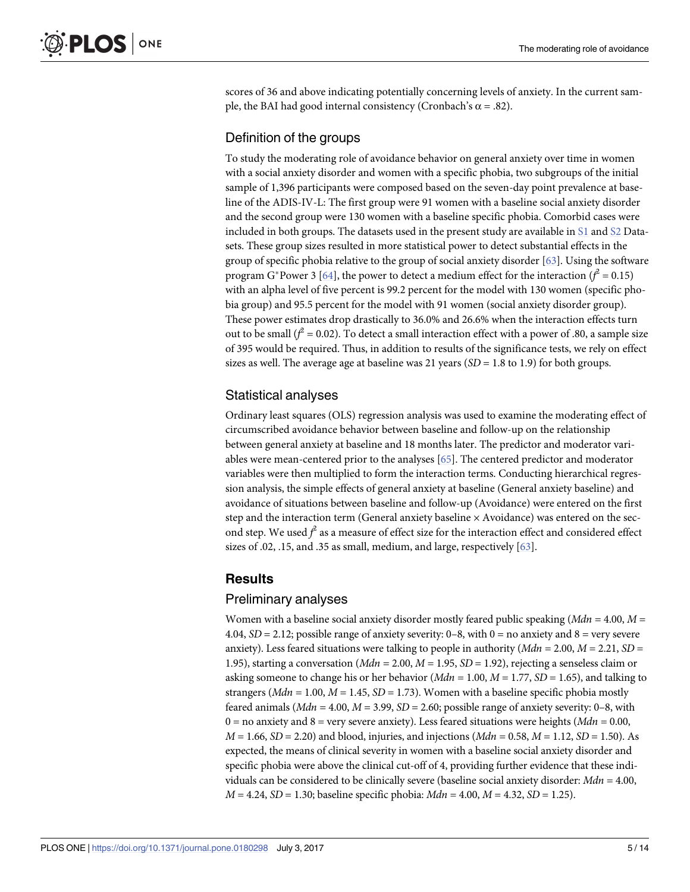scores of 36 and above indicating potentially concerning levels of anxiety. In the current sample, the BAI had good internal consistency (Cronbach's $\alpha = .82$).

## Definition of the groups

To study the moderating role of avoidance behavior on general anxiety over time in women with a social anxiety disorder and women with a specific phobia, two subgroups of the initial sample of 1,396 participants were composed based on the seven-day point prevalence at baseline of the ADIS-IV-L: The first group were 91 women with a baseline social anxiety disorder and the second group were 130 women with a baseline specific phobia. Comorbid cases were included in both groups. The datasets used in the present study are available in S1 and S2 Datasets. These group sizes resulted in more statistical power to detect substantial effects in the group of specific phobia relative to the group of social anxiety disorder [63]. Using the software program G*Power 3 [64], the power to detect a medium effect for the interaction ($f^2 = 0.15$) with an alpha level of five percent is 99.2 percent for the model with 130 women (specific phobia group) and 95.5 percent for the model with 91 women (social anxiety disorder group). These power estimates drop drastically to 36.0% and 26.6% when the interaction effects turn out to be small ($f^2 = 0.02$). To detect a small interaction effect with a power of .80, a sample size of 395 would be required. Thus, in addition to results of the significance tests, we rely on effect sizes as well. The average age at baseline was 21 years (*SD* = 1.8 to 1.9) for both groups.

## Statistical analyses

Ordinary least squares (OLS) regression analysis was used to examine the moderating effect of circumscribed avoidance behavior between baseline and follow-up on the relationship between general anxiety at baseline and 18 months later. The predictor and moderator variables were mean-centered prior to the analyses [65]. The centered predictor and moderator variables were then multiplied to form the interaction terms. Conducting hierarchical regression analysis, the simple effects of general anxiety at baseline (General anxiety baseline) and avoidance of situations between baseline and follow-up (Avoidance) were entered on the first step and the interaction term (General anxiety baseline × Avoidance) was entered on the second step. We used $f^2$ as a measure of effect size for the interaction effect and considered effect sizes of .02, .15, and .35 as small, medium, and large, respectively [63].

# Results

## Preliminary analyses

Women with a baseline social anxiety disorder mostly feared public speaking (*Mdn* = 4.00, *M* = 4.04, *SD* = 2.12; possible range of anxiety severity: 0–8, with 0 = no anxiety and 8 = very severe anxiety). Less feared situations were talking to people in authority (*Mdn* = 2.00, *M* = 2.21, *SD* = 1.95), starting a conversation (*Mdn* = 2.00, *M* = 1.95, *SD* = 1.92), rejecting a senseless claim or asking someone to change his or her behavior (*Mdn* = 1.00, *M* = 1.77, *SD* = 1.65), and talking to strangers (*Mdn* = 1.00, *M* = 1.45, *SD* = 1.73). Women with a baseline specific phobia mostly feared animals (*Mdn* = 4.00, *M* = 3.99, *SD* = 2.60; possible range of anxiety severity: 0–8, with 0 = no anxiety and 8 = very severe anxiety). Less feared situations were heights (*Mdn* = 0.00, *M* = 1.66, *SD* = 2.20) and blood, injuries, and injections (*Mdn* = 0.58, *M* = 1.12, *SD* = 1.50). As expected, the means of clinical severity in women with a baseline social anxiety disorder and specific phobia were above the clinical cut-off of 4, providing further evidence that these individuals can be considered to be clinically severe (baseline social anxiety disorder: *Mdn* = 4.00, *M* = 4.24, *SD* = 1.30; baseline specific phobia: *Mdn* = 4.00, *M* = 4.32, *SD* = 1.25).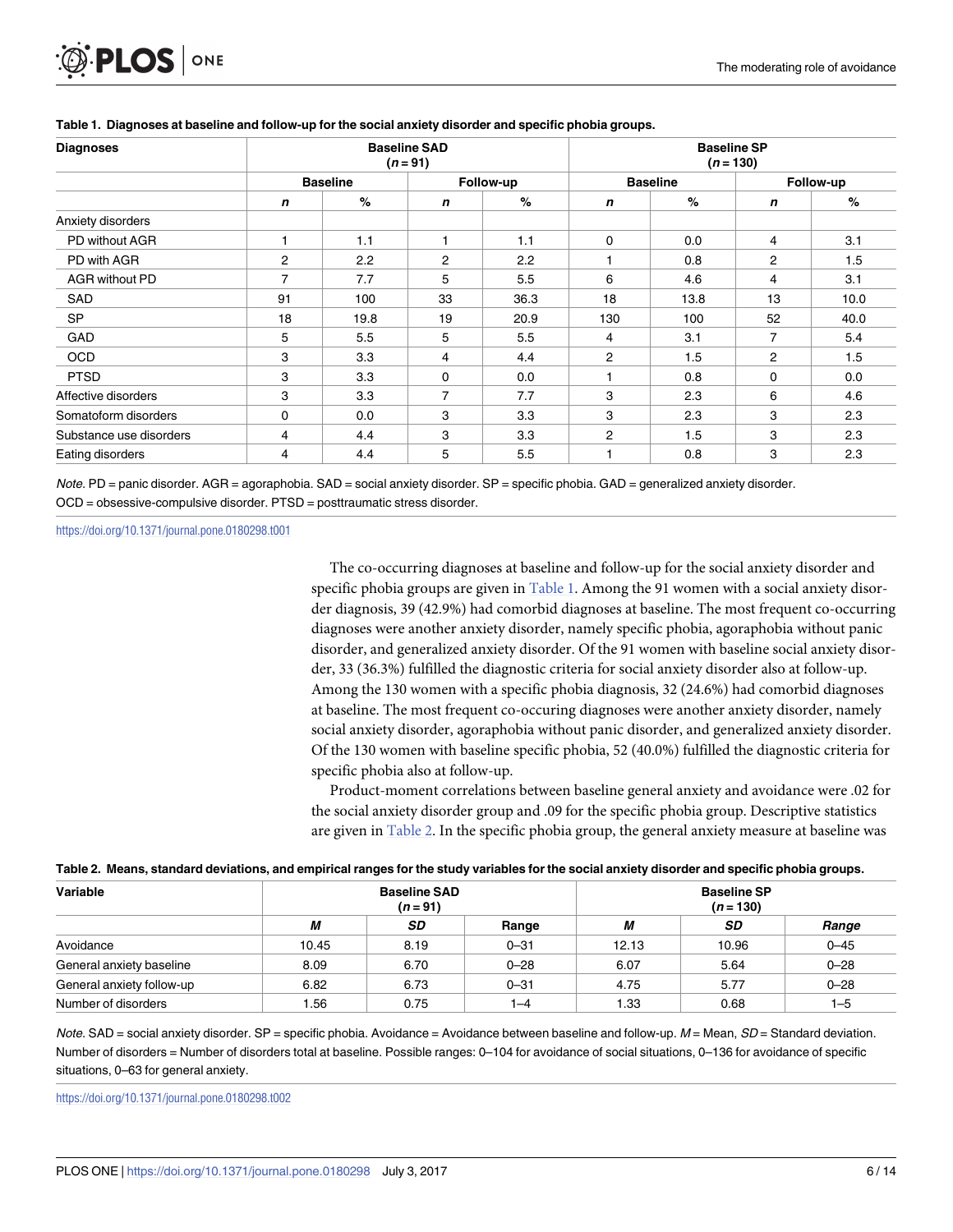**Table 1. Diagnoses at baseline and follow-up for the social anxiety disorder and specific phobia groups.**

| Diagnoses | Baseline SAD ($n$ = 91) | | | | Baseline SP ($n$ = 130) | | | |
|---|---|---|---|---|---|---|---|---|
| | Baseline | | Follow-up | | Baseline | | Follow-up | |
| | *n* | % | *n* | % | *n* | % | *n* | % |
| Anxiety disorders | | | | | | | | |
| PD without AGR | 1 | 1.1 | 1 | 1.1 | 0 | 0.0 | 4 | 3.1 |
| PD with AGR | 2 | 2.2 | 2 | 2.2 | 1 | 0.8 | 2 | 1.5 |
| AGR without PD | 7 | 7.7 | 5 | 5.5 | 6 | 4.6 | 4 | 3.1 |
| SAD | 91 | 100 | 33 | 36.3 | 18 | 13.8 | 13 | 10.0 |
| SP | 18 | 19.8 | 19 | 20.9 | 130 | 100 | 52 | 40.0 |
| GAD | 5 | 5.5 | 5 | 5.5 | 4 | 3.1 | 7 | 5.4 |
| OCD | 3 | 3.3 | 4 | 4.4 | 2 | 1.5 | 2 | 1.5 |
| PTSD | 3 | 3.3 | 0 | 0.0 | 1 | 0.8 | 0 | 0.0 |
| Affective disorders | 3 | 3.3 | 7 | 7.7 | 3 | 2.3 | 6 | 4.6 |
| Somatoform disorders | 0 | 0.0 | 3 | 3.3 | 3 | 2.3 | 3 | 2.3 |
| Substance use disorders | 4 | 4.4 | 3 | 3.3 | 2 | 1.5 | 3 | 2.3 |
| Eating disorders | 4 | 4.4 | 5 | 5.5 | 1 | 0.8 | 3 | 2.3 |

*Note*. PD = panic disorder. AGR = agoraphobia. SAD = social anxiety disorder. SP = specific phobia. GAD = generalized anxiety disorder. OCD = obsessive-compulsive disorder. PTSD = posttraumatic stress disorder.

https://doi.org/10.1371/journal.pone.0180298.t001

The co-occurring diagnoses at baseline and follow-up for the social anxiety disorder and specific phobia groups are given in Table 1. Among the 91 women with a social anxiety disorder diagnosis, 39 (42.9%) had comorbid diagnoses at baseline. The most frequent co-occurring diagnoses were another anxiety disorder, namely specific phobia, agoraphobia without panic disorder, and generalized anxiety disorder. Of the 91 women with baseline social anxiety disorder, 33 (36.3%) fulfilled the diagnostic criteria for social anxiety disorder also at follow-up. Among the 130 women with a specific phobia diagnosis, 32 (24.6%) had comorbid diagnoses at baseline. The most frequent co-occuring diagnoses were another anxiety disorder, namely social anxiety disorder, agoraphobia without panic disorder, and generalized anxiety disorder. Of the 130 women with baseline specific phobia, 52 (40.0%) fulfilled the diagnostic criteria for specific phobia also at follow-up.

Product-moment correlations between baseline general anxiety and avoidance were .02 for the social anxiety disorder group and .09 for the specific phobia group. Descriptive statistics are given in Table 2. In the specific phobia group, the general anxiety measure at baseline was

**Table 2. Means, standard deviations, and empirical ranges for the study variables for the social anxiety disorder and specific phobia groups.**

| Variable | Baseline SAD ($n$ = 91) | | | Baseline SP ($n$ = 130) | | |
|---|---|---|---|---|---|---|
| | *M* | *SD* | Range | *M* | *SD* | *Range* |
| Avoidance | 10.45 | 8.19 | 0–31 | 12.13 | 10.96 | 0–45 |
| General anxiety baseline | 8.09 | 6.70 | 0–28 | 6.07 | 5.64 | 0–28 |
| General anxiety follow-up | 6.82 | 6.73 | 0–31 | 4.75 | 5.77 | 0–28 |
| Number of disorders | 1.56 | 0.75 | 1–4 | 1.33 | 0.68 | 1–5 |

*Note*. SAD = social anxiety disorder. SP = specific phobia. Avoidance = Avoidance between baseline and follow-up. *M* = Mean, *SD* = Standard deviation. Number of disorders = Number of disorders total at baseline. Possible ranges: 0–104 for avoidance of social situations, 0–136 for avoidance of specific situations, 0–63 for general anxiety.

https://doi.org/10.1371/journal.pone.0180298.t002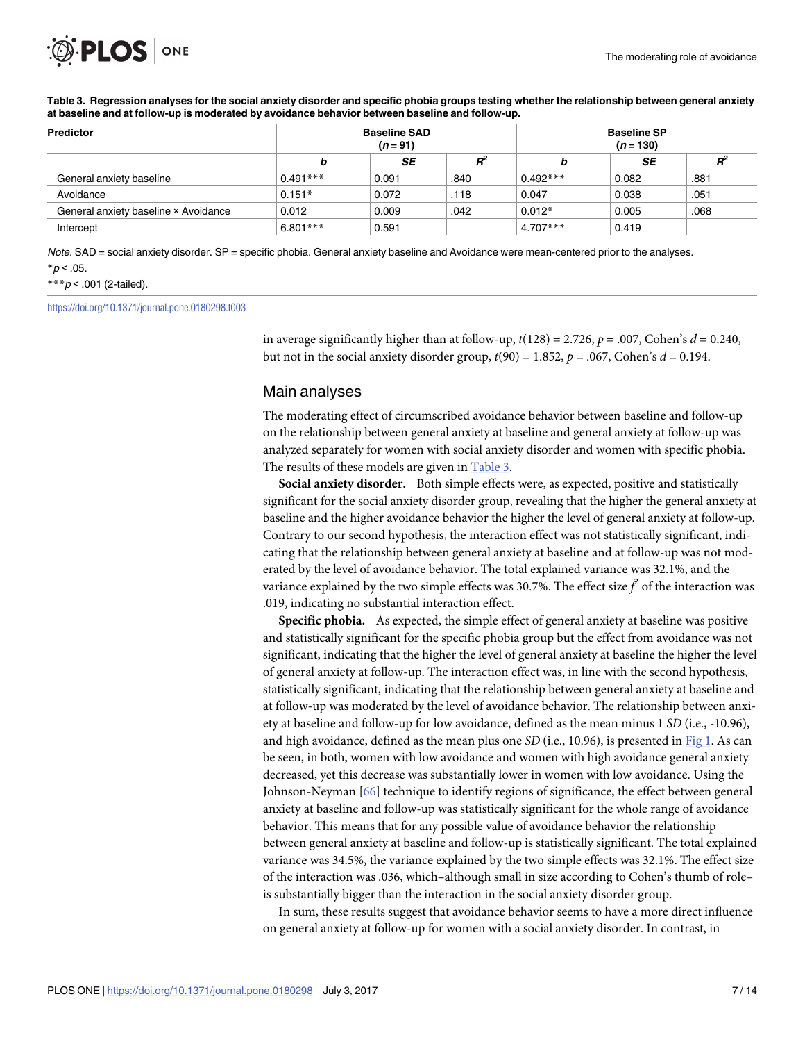**Table 3. Regression analyses for the social anxiety disorder and specific phobia groups testing whether the relationship between general anxiety at baseline and at follow-up is moderated by avoidance behavior between baseline and follow-up.**

| Predictor | Baseline SAD ($n = 91$) | | | Baseline SP ($n = 130$) | | |
|---|---|---|---|---|---|---|
| | *b* | *SE* | $R^2$ | *b* | *SE* | $R^2$ |
| General anxiety baseline | 0.491*** | 0.091 | .840 | 0.492*** | 0.082 | .881 |
| Avoidance | 0.151* | 0.072 | .118 | 0.047 | 0.038 | .051 |
| General anxiety baseline × Avoidance | 0.012 | 0.009 | .042 | 0.012* | 0.005 | .068 |
| Intercept | 6.801*** | 0.591 | | 4.707*** | 0.419 | |

*Note*. SAD = social anxiety disorder. SP = specific phobia. General anxiety baseline and Avoidance were mean-centered prior to the analyses.
*$p < .05$.
***$p < .001$ (2-tailed).

https://doi.org/10.1371/journal.pone.0180298.t003

in average significantly higher than at follow-up, $t(128) = 2.726$, $p = .007$, Cohen's $d = 0.240$, but not in the social anxiety disorder group, $t(90) = 1.852$, $p = .067$, Cohen's $d = 0.194$.

## Main analyses

The moderating effect of circumscribed avoidance behavior between baseline and follow-up on the relationship between general anxiety at baseline and general anxiety at follow-up was analyzed separately for women with social anxiety disorder and women with specific phobia. The results of these models are given in Table 3.

**Social anxiety disorder.** Both simple effects were, as expected, positive and statistically significant for the social anxiety disorder group, revealing that the higher the general anxiety at baseline and the higher avoidance behavior the higher the level of general anxiety at follow-up. Contrary to our second hypothesis, the interaction effect was not statistically significant, indicating that the relationship between general anxiety at baseline and at follow-up was not moderated by the level of avoidance behavior. The total explained variance was 32.1%, and the variance explained by the two simple effects was 30.7%. The effect size $f^2$ of the interaction was .019, indicating no substantial interaction effect.

**Specific phobia.** As expected, the simple effect of general anxiety at baseline was positive and statistically significant for the specific phobia group but the effect from avoidance was not significant, indicating that the higher the level of general anxiety at baseline the higher the level of general anxiety at follow-up. The interaction effect was, in line with the second hypothesis, statistically significant, indicating that the relationship between general anxiety at baseline and at follow-up was moderated by the level of avoidance behavior. The relationship between anxiety at baseline and follow-up for low avoidance, defined as the mean minus 1 *SD* (i.e., -10.96), and high avoidance, defined as the mean plus one *SD* (i.e., 10.96), is presented in Fig 1. As can be seen, in both, women with low avoidance and women with high avoidance general anxiety decreased, yet this decrease was substantially lower in women with low avoidance. Using the Johnson-Neyman [66] technique to identify regions of significance, the effect between general anxiety at baseline and follow-up was statistically significant for the whole range of avoidance behavior. This means that for any possible value of avoidance behavior the relationship between general anxiety at baseline and follow-up is statistically significant. The total explained variance was 34.5%, the variance explained by the two simple effects was 32.1%. The effect size of the interaction was .036, which–although small in size according to Cohen's thumb of role–is substantially bigger than the interaction in the social anxiety disorder group.

In sum, these results suggest that avoidance behavior seems to have a more direct influence on general anxiety at follow-up for women with a social anxiety disorder. In contrast, in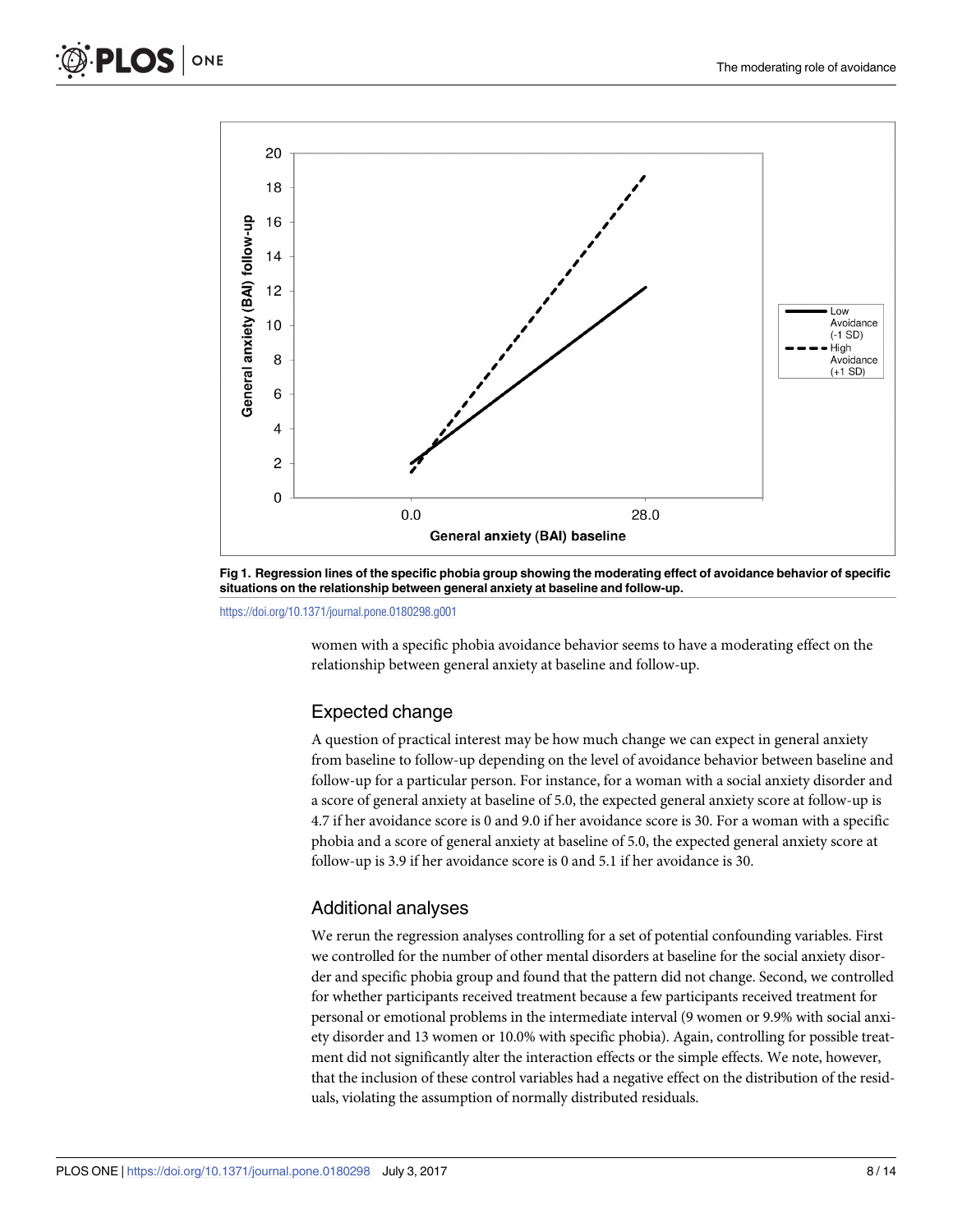Fig 1. Regression lines of the specific phobia group showing the moderating effect of avoidance behavior of specific situations on the relationship between general anxiety at baseline and follow-up.

https://doi.org/10.1371/journal.pone.0180298.g001

women with a specific phobia avoidance behavior seems to have a moderating effect on the relationship between general anxiety at baseline and follow-up.

## Expected change

A question of practical interest may be how much change we can expect in general anxiety from baseline to follow-up depending on the level of avoidance behavior between baseline and follow-up for a particular person. For instance, for a woman with a social anxiety disorder and a score of general anxiety at baseline of 5.0, the expected general anxiety score at follow-up is 4.7 if her avoidance score is 0 and 9.0 if her avoidance score is 30. For a woman with a specific phobia and a score of general anxiety at baseline of 5.0, the expected general anxiety score at follow-up is 3.9 if her avoidance score is 0 and 5.1 if her avoidance is 30.

## Additional analyses

We rerun the regression analyses controlling for a set of potential confounding variables. First we controlled for the number of other mental disorders at baseline for the social anxiety disorder and specific phobia group and found that the pattern did not change. Second, we controlled for whether participants received treatment because a few participants received treatment for personal or emotional problems in the intermediate interval (9 women or 9.9% with social anxiety disorder and 13 women or 10.0% with specific phobia). Again, controlling for possible treatment did not significantly alter the interaction effects or the simple effects. We note, however, that the inclusion of these control variables had a negative effect on the distribution of the residuals, violating the assumption of normally distributed residuals.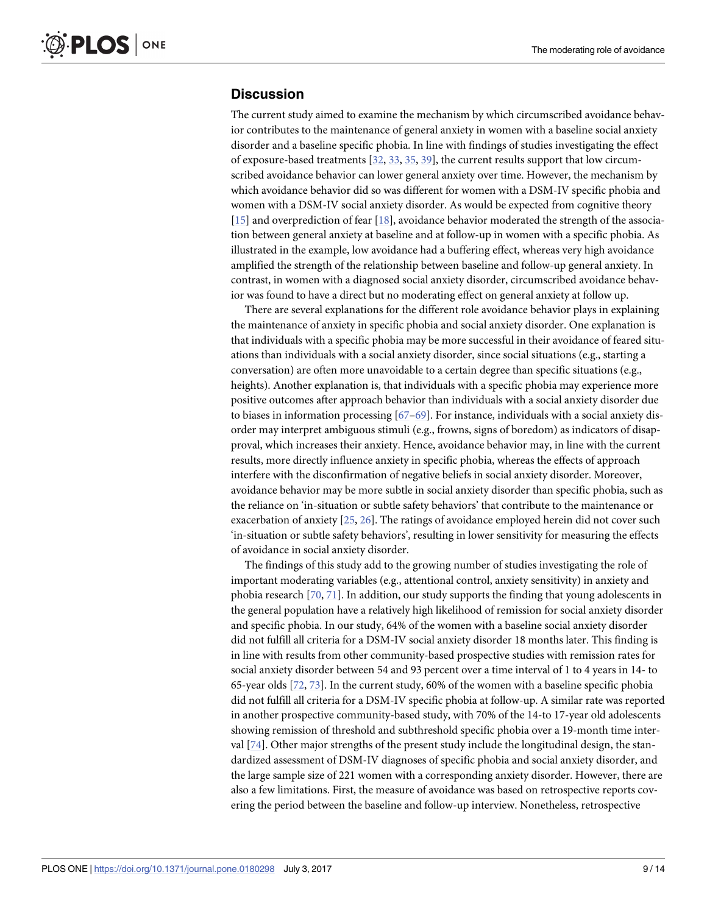## Discussion

The current study aimed to examine the mechanism by which circumscribed avoidance behavior contributes to the maintenance of general anxiety in women with a baseline social anxiety disorder and a baseline specific phobia. In line with findings of studies investigating the effect of exposure-based treatments [32, 33, 35, 39], the current results support that low circumscribed avoidance behavior can lower general anxiety over time. However, the mechanism by which avoidance behavior did so was different for women with a DSM-IV specific phobia and women with a DSM-IV social anxiety disorder. As would be expected from cognitive theory [15] and overprediction of fear [18], avoidance behavior moderated the strength of the association between general anxiety at baseline and at follow-up in women with a specific phobia. As illustrated in the example, low avoidance had a buffering effect, whereas very high avoidance amplified the strength of the relationship between baseline and follow-up general anxiety. In contrast, in women with a diagnosed social anxiety disorder, circumscribed avoidance behavior was found to have a direct but no moderating effect on general anxiety at follow up.

There are several explanations for the different role avoidance behavior plays in explaining the maintenance of anxiety in specific phobia and social anxiety disorder. One explanation is that individuals with a specific phobia may be more successful in their avoidance of feared situations than individuals with a social anxiety disorder, since social situations (e.g., starting a conversation) are often more unavoidable to a certain degree than specific situations (e.g., heights). Another explanation is, that individuals with a specific phobia may experience more positive outcomes after approach behavior than individuals with a social anxiety disorder due to biases in information processing [67–69]. For instance, individuals with a social anxiety disorder may interpret ambiguous stimuli (e.g., frowns, signs of boredom) as indicators of disapproval, which increases their anxiety. Hence, avoidance behavior may, in line with the current results, more directly influence anxiety in specific phobia, whereas the effects of approach interfere with the disconfirmation of negative beliefs in social anxiety disorder. Moreover, avoidance behavior may be more subtle in social anxiety disorder than specific phobia, such as the reliance on 'in-situation or subtle safety behaviors' that contribute to the maintenance or exacerbation of anxiety [25, 26]. The ratings of avoidance employed herein did not cover such 'in-situation or subtle safety behaviors', resulting in lower sensitivity for measuring the effects of avoidance in social anxiety disorder.

The findings of this study add to the growing number of studies investigating the role of important moderating variables (e.g., attentional control, anxiety sensitivity) in anxiety and phobia research [70, 71]. In addition, our study supports the finding that young adolescents in the general population have a relatively high likelihood of remission for social anxiety disorder and specific phobia. In our study, 64% of the women with a baseline social anxiety disorder did not fulfill all criteria for a DSM-IV social anxiety disorder 18 months later. This finding is in line with results from other community-based prospective studies with remission rates for social anxiety disorder between 54 and 93 percent over a time interval of 1 to 4 years in 14- to 65-year olds [72, 73]. In the current study, 60% of the women with a baseline specific phobia did not fulfill all criteria for a DSM-IV specific phobia at follow-up. A similar rate was reported in another prospective community-based study, with 70% of the 14-to 17-year old adolescents showing remission of threshold and subthreshold specific phobia over a 19-month time interval [74]. Other major strengths of the present study include the longitudinal design, the standardized assessment of DSM-IV diagnoses of specific phobia and social anxiety disorder, and the large sample size of 221 women with a corresponding anxiety disorder. However, there are also a few limitations. First, the measure of avoidance was based on retrospective reports covering the period between the baseline and follow-up interview. Nonetheless, retrospective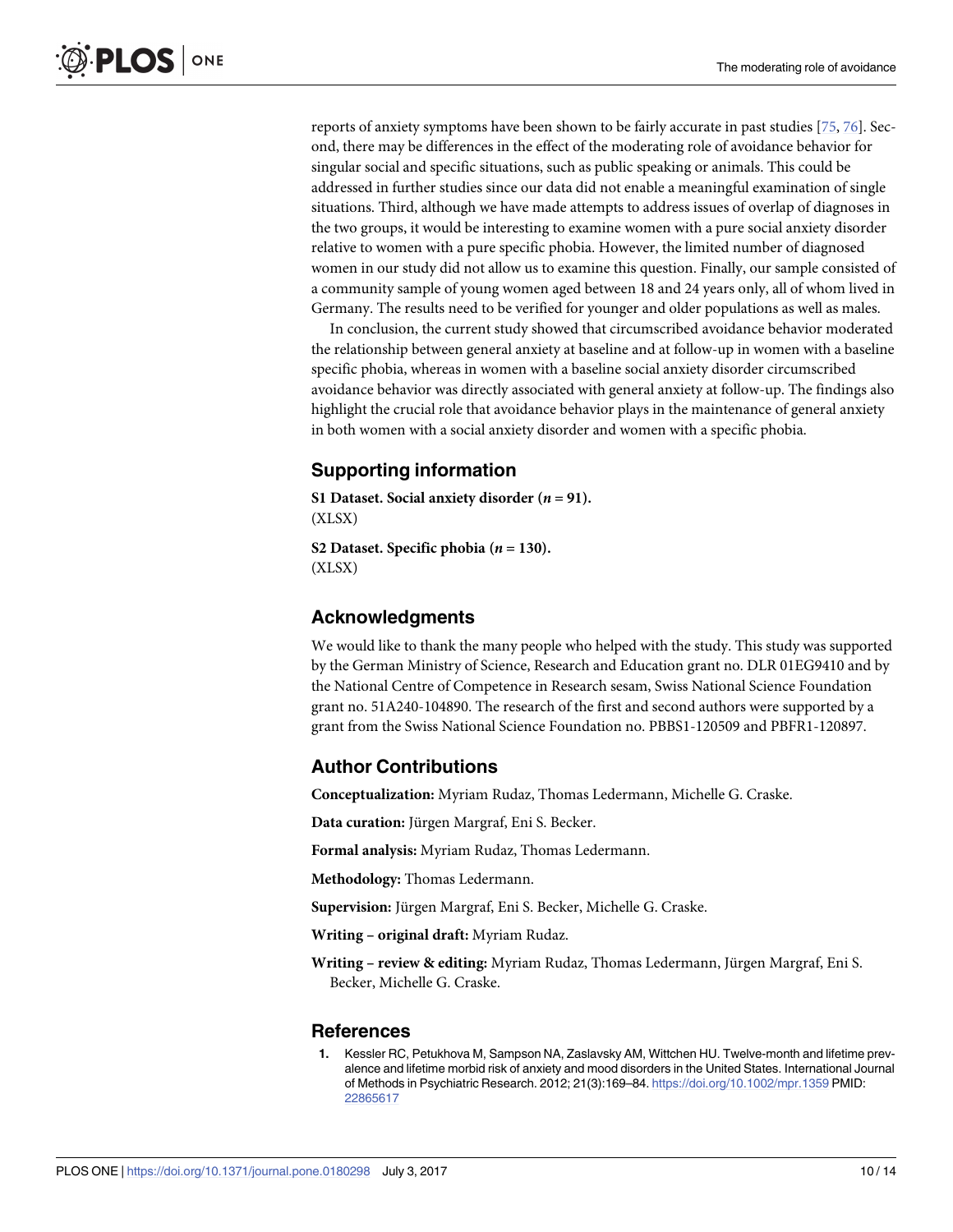reports of anxiety symptoms have been shown to be fairly accurate in past studies [75, 76]. Second, there may be differences in the effect of the moderating role of avoidance behavior for singular social and specific situations, such as public speaking or animals. This could be addressed in further studies since our data did not enable a meaningful examination of single situations. Third, although we have made attempts to address issues of overlap of diagnoses in the two groups, it would be interesting to examine women with a pure social anxiety disorder relative to women with a pure specific phobia. However, the limited number of diagnosed women in our study did not allow us to examine this question. Finally, our sample consisted of a community sample of young women aged between 18 and 24 years only, all of whom lived in Germany. The results need to be verified for younger and older populations as well as males.

In conclusion, the current study showed that circumscribed avoidance behavior moderated the relationship between general anxiety at baseline and at follow-up in women with a baseline specific phobia, whereas in women with a baseline social anxiety disorder circumscribed avoidance behavior was directly associated with general anxiety at follow-up. The findings also highlight the crucial role that avoidance behavior plays in the maintenance of general anxiety in both women with a social anxiety disorder and women with a specific phobia.

## Supporting information

**S1 Dataset. Social anxiety disorder (*n* = 91).**
(XLSX)

**S2 Dataset. Specific phobia (*n* = 130).**
(XLSX)

## Acknowledgments

We would like to thank the many people who helped with the study. This study was supported by the German Ministry of Science, Research and Education grant no. DLR 01EG9410 and by the National Centre of Competence in Research sesam, Swiss National Science Foundation grant no. 51A240-104890. The research of the first and second authors were supported by a grant from the Swiss National Science Foundation no. PBBS1-120509 and PBFR1-120897.

## Author Contributions

**Conceptualization:** Myriam Rudaz, Thomas Ledermann, Michelle G. Craske.

**Data curation:** Jürgen Margraf, Eni S. Becker.

**Formal analysis:** Myriam Rudaz, Thomas Ledermann.

**Methodology:** Thomas Ledermann.

**Supervision:** Jürgen Margraf, Eni S. Becker, Michelle G. Craske.

**Writing – original draft:** Myriam Rudaz.

**Writing – review & editing:** Myriam Rudaz, Thomas Ledermann, Jürgen Margraf, Eni S. Becker, Michelle G. Craske.

## References

1. Kessler RC, Petukhova M, Sampson NA, Zaslavsky AM, Wittchen HU. Twelve-month and lifetime prevalence and lifetime morbid risk of anxiety and mood disorders in the United States. International Journal of Methods in Psychiatric Research. 2012; 21(3):169–84. https://doi.org/10.1002/mpr.1359 PMID: 22865617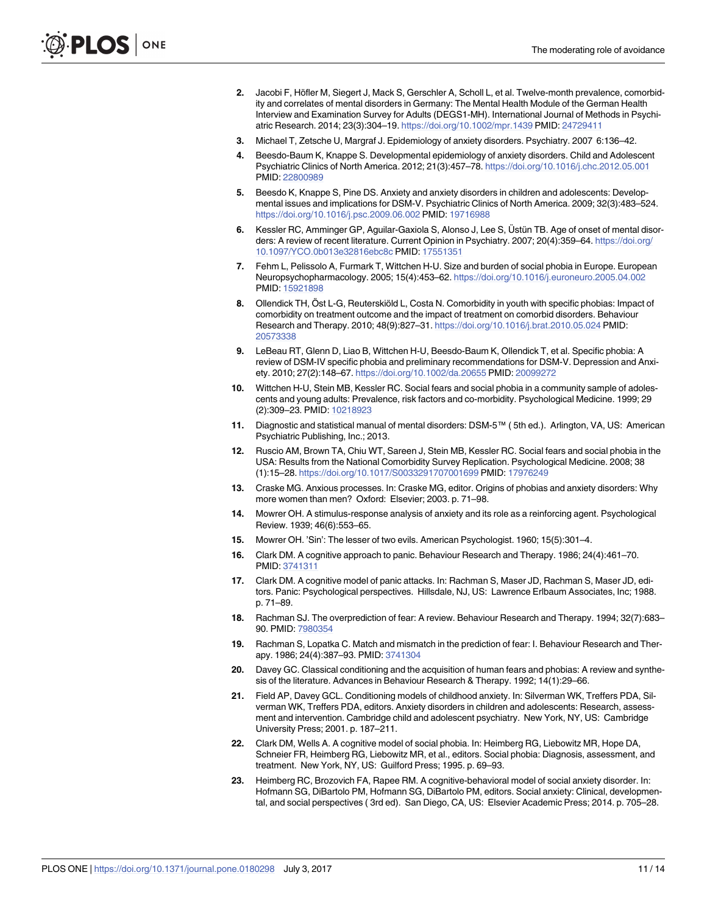2. Jacobi F, Höfler M, Siegert J, Mack S, Gerschler A, Scholl L, et al. Twelve-month prevalence, comorbidity and correlates of mental disorders in Germany: The Mental Health Module of the German Health Interview and Examination Survey for Adults (DEGS1-MH). International Journal of Methods in Psychiatric Research. 2014; 23(3):304–19. https://doi.org/10.1002/mpr.1439 PMID: 24729411
3. Michael T, Zetsche U, Margraf J. Epidemiology of anxiety disorders. Psychiatry. 2007 6:136–42.
4. Beesdo-Baum K, Knappe S. Developmental epidemiology of anxiety disorders. Child and Adolescent Psychiatric Clinics of North America. 2012; 21(3):457–78. https://doi.org/10.1016/j.chc.2012.05.001 PMID: 22800989
5. Beesdo K, Knappe S, Pine DS. Anxiety and anxiety disorders in children and adolescents: Developmental issues and implications for DSM-V. Psychiatric Clinics of North America. 2009; 32(3):483–524. https://doi.org/10.1016/j.psc.2009.06.002 PMID: 19716988
6. Kessler RC, Amminger GP, Aguilar-Gaxiola S, Alonso J, Lee S, Üstün TB. Age of onset of mental disorders: A review of recent literature. Current Opinion in Psychiatry. 2007; 20(4):359–64. https://doi.org/10.1097/YCO.0b013e32816ebc8c PMID: 17551351
7. Fehm L, Pelissolo A, Furmark T, Wittchen H-U. Size and burden of social phobia in Europe. European Neuropsychopharmacology. 2005; 15(4):453–62. https://doi.org/10.1016/j.euroneuro.2005.04.002 PMID: 15921898
8. Ollendick TH, Öst L-G, Reuterskiöld L, Costa N. Comorbidity in youth with specific phobias: Impact of comorbidity on treatment outcome and the impact of treatment on comorbid disorders. Behaviour Research and Therapy. 2010; 48(9):827–31. https://doi.org/10.1016/j.brat.2010.05.024 PMID: 20573338
9. LeBeau RT, Glenn D, Liao B, Wittchen H-U, Beesdo-Baum K, Ollendick T, et al. Specific phobia: A review of DSM-IV specific phobia and preliminary recommendations for DSM-V. Depression and Anxiety. 2010; 27(2):148–67. https://doi.org/10.1002/da.20655 PMID: 20099272
10. Wittchen H-U, Stein MB, Kessler RC. Social fears and social phobia in a community sample of adolescents and young adults: Prevalence, risk factors and co-morbidity. Psychological Medicine. 1999; 29 (2):309–23. PMID: 10218923
11. Diagnostic and statistical manual of mental disorders: DSM-5™ ( 5th ed.). Arlington, VA, US: American Psychiatric Publishing, Inc.; 2013.
12. Ruscio AM, Brown TA, Chiu WT, Sareen J, Stein MB, Kessler RC. Social fears and social phobia in the USA: Results from the National Comorbidity Survey Replication. Psychological Medicine. 2008; 38 (1):15–28. https://doi.org/10.1017/S0033291707001699 PMID: 17976249
13. Craske MG. Anxious processes. In: Craske MG, editor. Origins of phobias and anxiety disorders: Why more women than men? Oxford: Elsevier; 2003. p. 71–98.
14. Mowrer OH. A stimulus-response analysis of anxiety and its role as a reinforcing agent. Psychological Review. 1939; 46(6):553–65.
15. Mowrer OH. 'Sin': The lesser of two evils. American Psychologist. 1960; 15(5):301–4.
16. Clark DM. A cognitive approach to panic. Behaviour Research and Therapy. 1986; 24(4):461–70. PMID: 3741311
17. Clark DM. A cognitive model of panic attacks. In: Rachman S, Maser JD, Rachman S, Maser JD, editors. Panic: Psychological perspectives. Hillsdale, NJ, US: Lawrence Erlbaum Associates, Inc; 1988. p. 71–89.
18. Rachman SJ. The overprediction of fear: A review. Behaviour Research and Therapy. 1994; 32(7):683–90. PMID: 7980354
19. Rachman S, Lopatka C. Match and mismatch in the prediction of fear: I. Behaviour Research and Therapy. 1986; 24(4):387–93. PMID: 3741304
20. Davey GC. Classical conditioning and the acquisition of human fears and phobias: A review and synthesis of the literature. Advances in Behaviour Research & Therapy. 1992; 14(1):29–66.
21. Field AP, Davey GCL. Conditioning models of childhood anxiety. In: Silverman WK, Treffers PDA, Silverman WK, Treffers PDA, editors. Anxiety disorders in children and adolescents: Research, assessment and intervention. Cambridge child and adolescent psychiatry. New York, NY, US: Cambridge University Press; 2001. p. 187–211.
22. Clark DM, Wells A. A cognitive model of social phobia. In: Heimberg RG, Liebowitz MR, Hope DA, Schneier FR, Heimberg RG, Liebowitz MR, et al., editors. Social phobia: Diagnosis, assessment, and treatment. New York, NY, US: Guilford Press; 1995. p. 69–93.
23. Heimberg RC, Brozovich FA, Rapee RM. A cognitive-behavioral model of social anxiety disorder. In: Hofmann SG, DiBartolo PM, Hofmann SG, DiBartolo PM, editors. Social anxiety: Clinical, developmental, and social perspectives ( 3rd ed). San Diego, CA, US: Elsevier Academic Press; 2014. p. 705–28.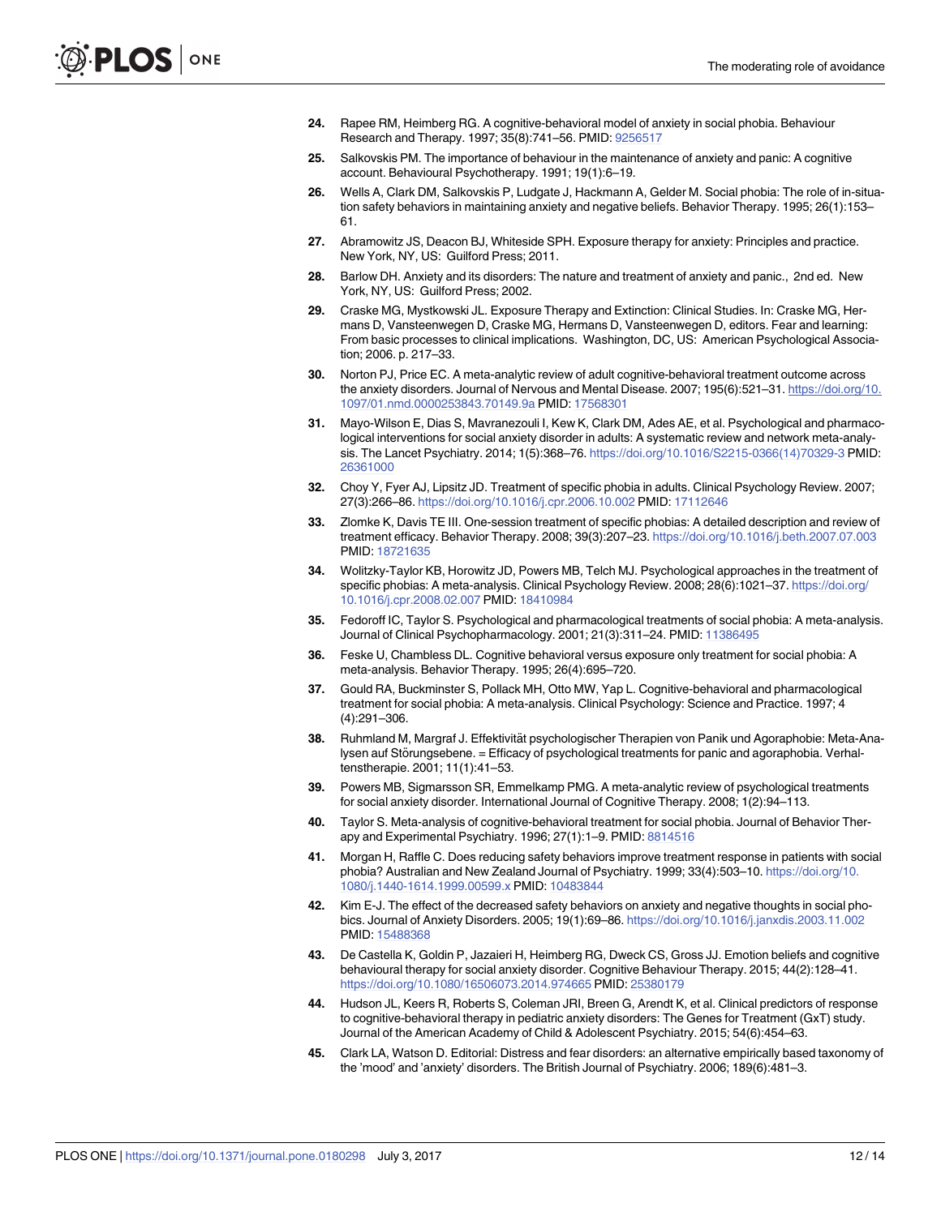24. Rapee RM, Heimberg RG. A cognitive-behavioral model of anxiety in social phobia. Behaviour Research and Therapy. 1997; 35(8):741–56. PMID: 9256517

25. Salkovskis PM. The importance of behaviour in the maintenance of anxiety and panic: A cognitive account. Behavioural Psychotherapy. 1991; 19(1):6–19.

26. Wells A, Clark DM, Salkovskis P, Ludgate J, Hackmann A, Gelder M. Social phobia: The role of in-situation safety behaviors in maintaining anxiety and negative beliefs. Behavior Therapy. 1995; 26(1):153–61.

27. Abramowitz JS, Deacon BJ, Whiteside SPH. Exposure therapy for anxiety: Principles and practice. New York, NY, US: Guilford Press; 2011.

28. Barlow DH. Anxiety and its disorders: The nature and treatment of anxiety and panic., 2nd ed. New York, NY, US: Guilford Press; 2002.

29. Craske MG, Mystkowski JL. Exposure Therapy and Extinction: Clinical Studies. In: Craske MG, Hermans D, Vansteenwegen D, Craske MG, Hermans D, Vansteenwegen D, editors. Fear and learning: From basic processes to clinical implications. Washington, DC, US: American Psychological Association; 2006. p. 217–33.

30. Norton PJ, Price EC. A meta-analytic review of adult cognitive-behavioral treatment outcome across the anxiety disorders. Journal of Nervous and Mental Disease. 2007; 195(6):521–31. https://doi.org/10.1097/01.nmd.0000253843.70149.9a PMID: 17568301

31. Mayo-Wilson E, Dias S, Mavranezouli I, Kew K, Clark DM, Ades AE, et al. Psychological and pharmacological interventions for social anxiety disorder in adults: A systematic review and network meta-analysis. The Lancet Psychiatry. 2014; 1(5):368–76. https://doi.org/10.1016/S2215-0366(14)70329-3 PMID: 26361000

32. Choy Y, Fyer AJ, Lipsitz JD. Treatment of specific phobia in adults. Clinical Psychology Review. 2007; 27(3):266–86. https://doi.org/10.1016/j.cpr.2006.10.002 PMID: 17112646

33. Zlomke K, Davis TE III. One-session treatment of specific phobias: A detailed description and review of treatment efficacy. Behavior Therapy. 2008; 39(3):207–23. https://doi.org/10.1016/j.beth.2007.07.003 PMID: 18721635

34. Wolitzky-Taylor KB, Horowitz JD, Powers MB, Telch MJ. Psychological approaches in the treatment of specific phobias: A meta-analysis. Clinical Psychology Review. 2008; 28(6):1021–37. https://doi.org/10.1016/j.cpr.2008.02.007 PMID: 18410984

35. Fedoroff IC, Taylor S. Psychological and pharmacological treatments of social phobia: A meta-analysis. Journal of Clinical Psychopharmacology. 2001; 21(3):311–24. PMID: 11386495

36. Feske U, Chambless DL. Cognitive behavioral versus exposure only treatment for social phobia: A meta-analysis. Behavior Therapy. 1995; 26(4):695–720.

37. Gould RA, Buckminster S, Pollack MH, Otto MW, Yap L. Cognitive-behavioral and pharmacological treatment for social phobia: A meta-analysis. Clinical Psychology: Science and Practice. 1997; 4 (4):291–306.

38. Ruhmland M, Margraf J. Effektivität psychologischer Therapien von Panik und Agoraphobie: Meta-Analysen auf Störungsebene. = Efficacy of psychological treatments for panic and agoraphobia. Verhaltenstherapie. 2001; 11(1):41–53.

39. Powers MB, Sigmarsson SR, Emmelkamp PMG. A meta-analytic review of psychological treatments for social anxiety disorder. International Journal of Cognitive Therapy. 2008; 1(2):94–113.

40. Taylor S. Meta-analysis of cognitive-behavioral treatment for social phobia. Journal of Behavior Therapy and Experimental Psychiatry. 1996; 27(1):1–9. PMID: 8814516

41. Morgan H, Raffle C. Does reducing safety behaviors improve treatment response in patients with social phobia? Australian and New Zealand Journal of Psychiatry. 1999; 33(4):503–10. https://doi.org/10.1080/j.1440-1614.1999.00599.x PMID: 10483844

42. Kim E-J. The effect of the decreased safety behaviors on anxiety and negative thoughts in social phobics. Journal of Anxiety Disorders. 2005; 19(1):69–86. https://doi.org/10.1016/j.janxdis.2003.11.002 PMID: 15488368

43. De Castella K, Goldin P, Jazaieri H, Heimberg RG, Dweck CS, Gross JJ. Emotion beliefs and cognitive behavioural therapy for social anxiety disorder. Cognitive Behaviour Therapy. 2015; 44(2):128–41. https://doi.org/10.1080/16506073.2014.974665 PMID: 25380179

44. Hudson JL, Keers R, Roberts S, Coleman JRI, Breen G, Arendt K, et al. Clinical predictors of response to cognitive-behavioral therapy in pediatric anxiety disorders: The Genes for Treatment (GxT) study. Journal of the American Academy of Child & Adolescent Psychiatry. 2015; 54(6):454–63.

45. Clark LA, Watson D. Editorial: Distress and fear disorders: an alternative empirically based taxonomy of the 'mood' and 'anxiety' disorders. The British Journal of Psychiatry. 2006; 189(6):481–3.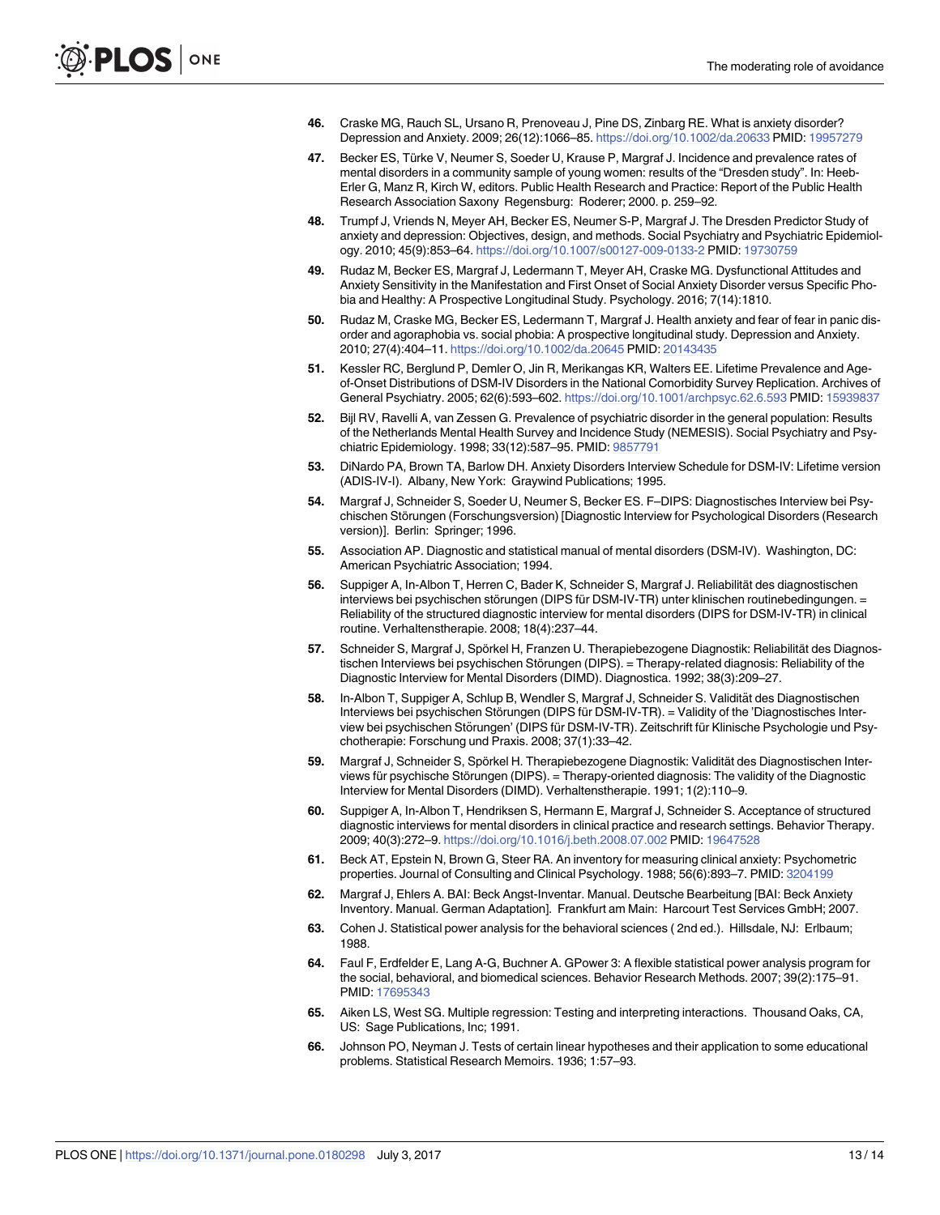46. Craske MG, Rauch SL, Ursano R, Prenoveau J, Pine DS, Zinbarg RE. What is anxiety disorder? Depression and Anxiety. 2009; 26(12):1066–85. https://doi.org/10.1002/da.20633 PMID: 19957279

47. Becker ES, Türke V, Neumer S, Soeder U, Krause P, Margraf J. Incidence and prevalence rates of mental disorders in a community sample of young women: results of the "Dresden study". In: Heeb-Erler G, Manz R, Kirch W, editors. Public Health Research and Practice: Report of the Public Health Research Association Saxony Regensburg: Roderer; 2000. p. 259–92.

48. Trumpf J, Vriends N, Meyer AH, Becker ES, Neumer S-P, Margraf J. The Dresden Predictor Study of anxiety and depression: Objectives, design, and methods. Social Psychiatry and Psychiatric Epidemiology. 2010; 45(9):853–64. https://doi.org/10.1007/s00127-009-0133-2 PMID: 19730759

49. Rudaz M, Becker ES, Margraf J, Ledermann T, Meyer AH, Craske MG. Dysfunctional Attitudes and Anxiety Sensitivity in the Manifestation and First Onset of Social Anxiety Disorder versus Specific Phobia and Healthy: A Prospective Longitudinal Study. Psychology. 2016; 7(14):1810.

50. Rudaz M, Craske MG, Becker ES, Ledermann T, Margraf J. Health anxiety and fear of fear in panic disorder and agoraphobia vs. social phobia: A prospective longitudinal study. Depression and Anxiety. 2010; 27(4):404–11. https://doi.org/10.1002/da.20645 PMID: 20143435

51. Kessler RC, Berglund P, Demler O, Jin R, Merikangas KR, Walters EE. Lifetime Prevalence and Age-of-Onset Distributions of DSM-IV Disorders in the National Comorbidity Survey Replication. Archives of General Psychiatry. 2005; 62(6):593–602. https://doi.org/10.1001/archpsyc.62.6.593 PMID: 15939837

52. Bijl RV, Ravelli A, van Zessen G. Prevalence of psychiatric disorder in the general population: Results of the Netherlands Mental Health Survey and Incidence Study (NEMESIS). Social Psychiatry and Psychiatric Epidemiology. 1998; 33(12):587–95. PMID: 9857791

53. DiNardo PA, Brown TA, Barlow DH. Anxiety Disorders Interview Schedule for DSM-IV: Lifetime version (ADIS-IV-I). Albany, New York: Graywind Publications; 1995.

54. Margraf J, Schneider S, Soeder U, Neumer S, Becker ES. F–DIPS: Diagnostisches Interview bei Psychischen Störungen (Forschungsversion) [Diagnostic Interview for Psychological Disorders (Research version)]. Berlin: Springer; 1996.

55. Association AP. Diagnostic and statistical manual of mental disorders (DSM-IV). Washington, DC: American Psychiatric Association; 1994.

56. Suppiger A, In-Albon T, Herren C, Bader K, Schneider S, Margraf J. Reliabilität des diagnostischen interviews bei psychischen störungen (DIPS für DSM-IV-TR) unter klinischen routinebedingungen. = Reliability of the structured diagnostic interview for mental disorders (DIPS for DSM-IV-TR) in clinical routine. Verhaltenstherapie. 2008; 18(4):237–44.

57. Schneider S, Margraf J, Spörkel H, Franzen U. Therapiebezogene Diagnostik: Reliabilität des Diagnostischen Interviews bei psychischen Störungen (DIPS). = Therapy-related diagnosis: Reliability of the Diagnostic Interview for Mental Disorders (DIMD). Diagnostica. 1992; 38(3):209–27.

58. In-Albon T, Suppiger A, Schlup B, Wendler S, Margraf J, Schneider S. Validität des Diagnostischen Interviews bei psychischen Störungen (DIPS für DSM-IV-TR). = Validity of the 'Diagnostisches Interview bei psychischen Störungen' (DIPS für DSM-IV-TR). Zeitschrift für Klinische Psychologie und Psychotherapie: Forschung und Praxis. 2008; 37(1):33–42.

59. Margraf J, Schneider S, Spörkel H. Therapiebezogene Diagnostik: Validität des Diagnostischen Interviews für psychische Störungen (DIPS). = Therapy-oriented diagnosis: The validity of the Diagnostic Interview for Mental Disorders (DIMD). Verhaltenstherapie. 1991; 1(2):110–9.

60. Suppiger A, In-Albon T, Hendriksen S, Hermann E, Margraf J, Schneider S. Acceptance of structured diagnostic interviews for mental disorders in clinical practice and research settings. Behavior Therapy. 2009; 40(3):272–9. https://doi.org/10.1016/j.beth.2008.07.002 PMID: 19647528

61. Beck AT, Epstein N, Brown G, Steer RA. An inventory for measuring clinical anxiety: Psychometric properties. Journal of Consulting and Clinical Psychology. 1988; 56(6):893–7. PMID: 3204199

62. Margraf J, Ehlers A. BAI: Beck Angst-Inventar. Manual. Deutsche Bearbeitung [BAI: Beck Anxiety Inventory. Manual. German Adaptation]. Frankfurt am Main: Harcourt Test Services GmbH; 2007.

63. Cohen J. Statistical power analysis for the behavioral sciences ( 2nd ed.). Hillsdale, NJ: Erlbaum; 1988.

64. Faul F, Erdfelder E, Lang A-G, Buchner A. GPower 3: A flexible statistical power analysis program for the social, behavioral, and biomedical sciences. Behavior Research Methods. 2007; 39(2):175–91. PMID: 17695343

65. Aiken LS, West SG. Multiple regression: Testing and interpreting interactions. Thousand Oaks, CA, US: Sage Publications, Inc; 1991.

66. Johnson PO, Neyman J. Tests of certain linear hypotheses and their application to some educational problems. Statistical Research Memoirs. 1936; 1:57–93.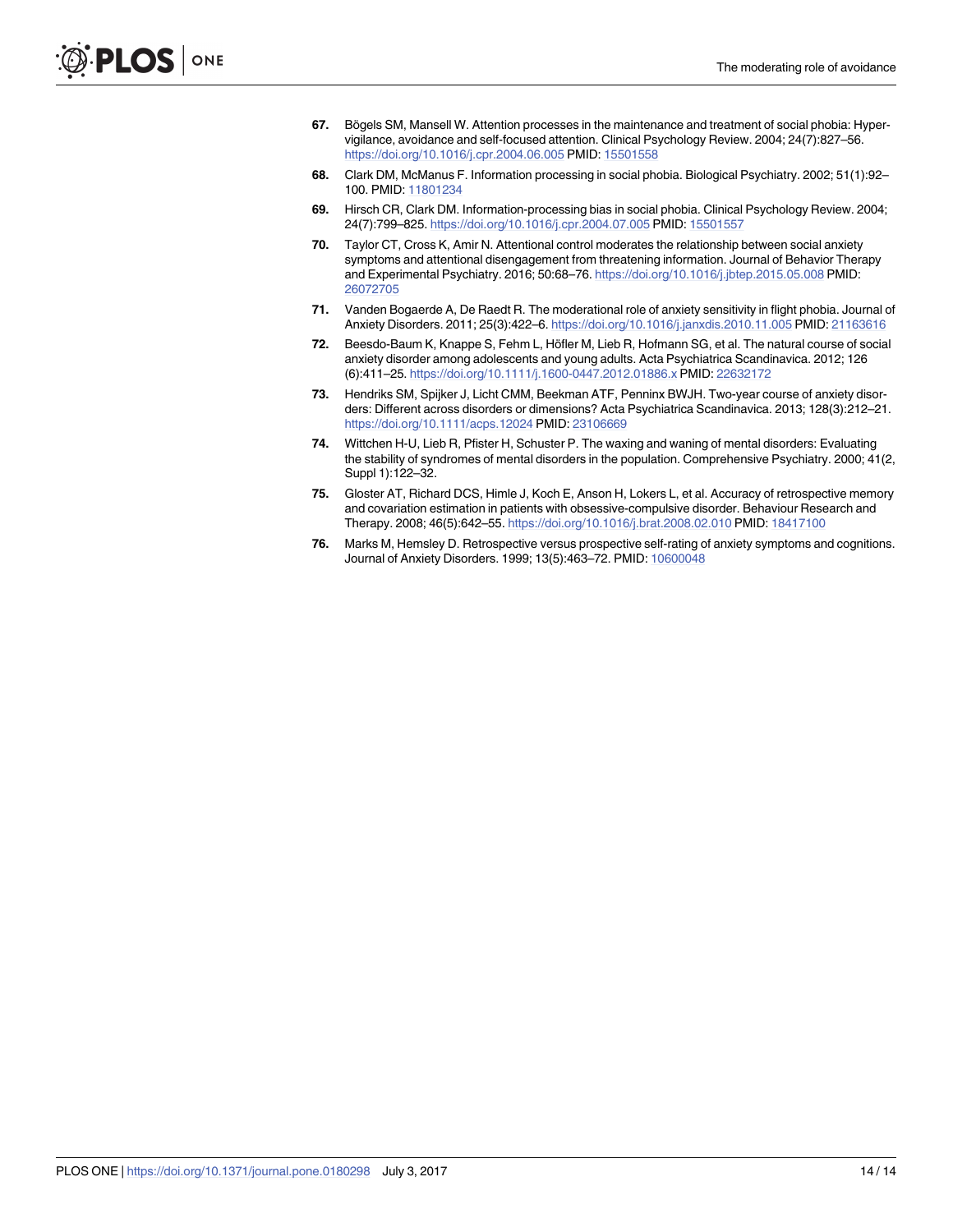67. Bögels SM, Mansell W. Attention processes in the maintenance and treatment of social phobia: Hypervigilance, avoidance and self-focused attention. Clinical Psychology Review. 2004; 24(7):827–56. https://doi.org/10.1016/j.cpr.2004.06.005 PMID: 15501558

68. Clark DM, McManus F. Information processing in social phobia. Biological Psychiatry. 2002; 51(1):92–100. PMID: 11801234

69. Hirsch CR, Clark DM. Information-processing bias in social phobia. Clinical Psychology Review. 2004; 24(7):799–825. https://doi.org/10.1016/j.cpr.2004.07.005 PMID: 15501557

70. Taylor CT, Cross K, Amir N. Attentional control moderates the relationship between social anxiety symptoms and attentional disengagement from threatening information. Journal of Behavior Therapy and Experimental Psychiatry. 2016; 50:68–76. https://doi.org/10.1016/j.jbtep.2015.05.008 PMID: 26072705

71. Vanden Bogaerde A, De Raedt R. The moderational role of anxiety sensitivity in flight phobia. Journal of Anxiety Disorders. 2011; 25(3):422–6. https://doi.org/10.1016/j.janxdis.2010.11.005 PMID: 21163616

72. Beesdo-Baum K, Knappe S, Fehm L, Höfler M, Lieb R, Hofmann SG, et al. The natural course of social anxiety disorder among adolescents and young adults. Acta Psychiatrica Scandinavica. 2012; 126 (6):411–25. https://doi.org/10.1111/j.1600-0447.2012.01886.x PMID: 22632172

73. Hendriks SM, Spijker J, Licht CMM, Beekman ATF, Penninx BWJH. Two-year course of anxiety disorders: Different across disorders or dimensions? Acta Psychiatrica Scandinavica. 2013; 128(3):212–21. https://doi.org/10.1111/acps.12024 PMID: 23106669

74. Wittchen H-U, Lieb R, Pfister H, Schuster P. The waxing and waning of mental disorders: Evaluating the stability of syndromes of mental disorders in the population. Comprehensive Psychiatry. 2000; 41(2, Suppl 1):122–32.

75. Gloster AT, Richard DCS, Himle J, Koch E, Anson H, Lokers L, et al. Accuracy of retrospective memory and covariation estimation in patients with obsessive-compulsive disorder. Behaviour Research and Therapy. 2008; 46(5):642–55. https://doi.org/10.1016/j.brat.2008.02.010 PMID: 18417100

76. Marks M, Hemsley D. Retrospective versus prospective self-rating of anxiety symptoms and cognitions. Journal of Anxiety Disorders. 1999; 13(5):463–72. PMID: 10600048